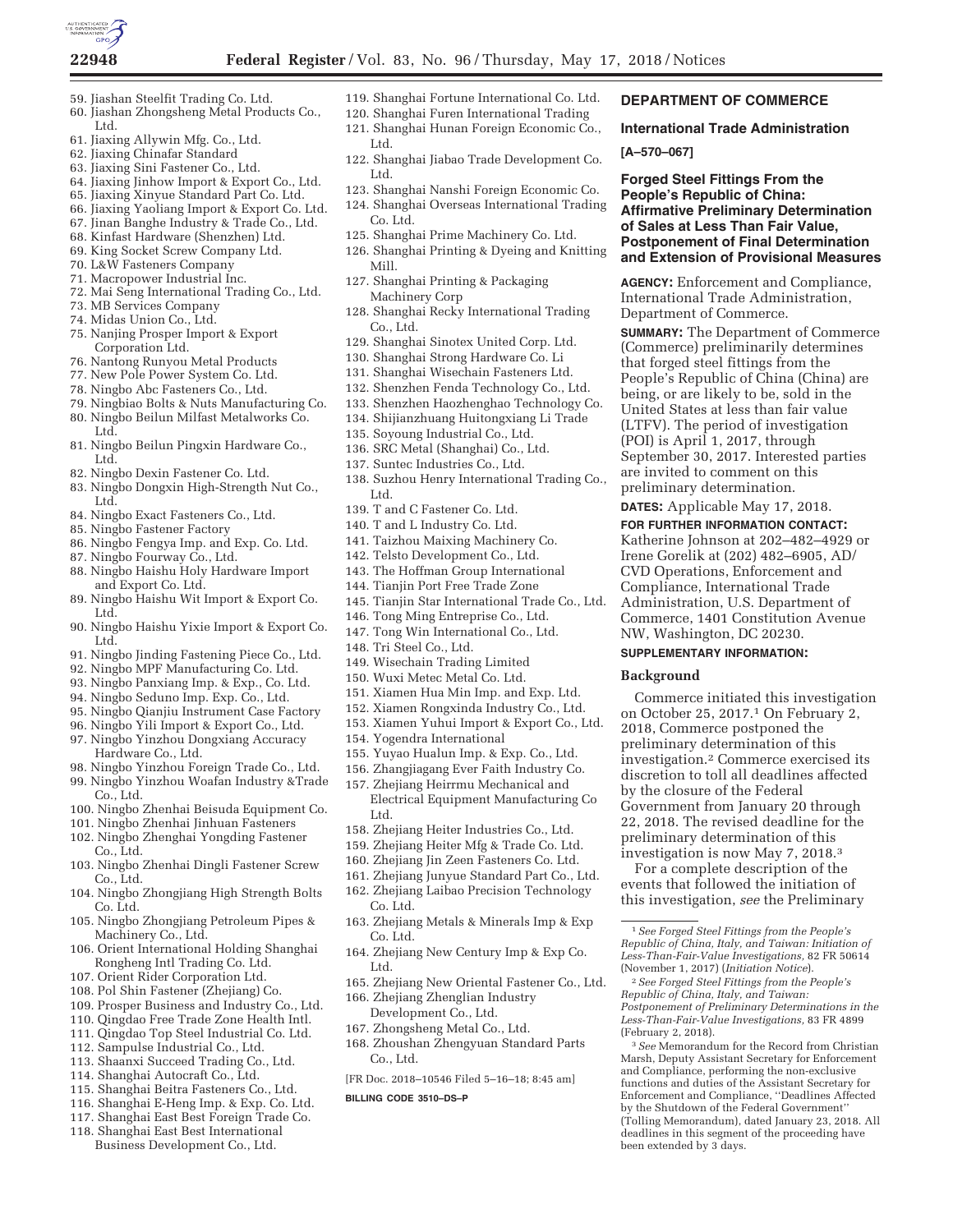59. Jiashan Steelfit Trading Co. Ltd.
60. Jiashan Zhongsheng Metal Products Co., Ltd.
61. Jiaxing Allywin Mfg. Co., Ltd.
62. Jiaxing Chinafar Standard
63. Jiaxing Sini Fastener Co., Ltd.
64. Jiaxing Jinhow Import & Export Co., Ltd.
65. Jiaxing Xinyue Standard Part Co. Ltd.
66. Jiaxing Yaoliang Import & Export Co. Ltd.
67. Jinan Banghe Industry & Trade Co., Ltd.
68. Kinfast Hardware (Shenzhen) Ltd.
69. King Socket Screw Company Ltd.
70. L&W Fasteners Company
71. Macropower Industrial Inc.
72. Mai Seng International Trading Co., Ltd.
73. MB Services Company
74. Midas Union Co., Ltd.
75. Nanjing Prosper Import & Export Corporation Ltd.
76. Nantong Runyou Metal Products
77. New Pole Power System Co. Ltd.
78. Ningbo Abc Fasteners Co., Ltd.
79. Ningbiao Bolts & Nuts Manufacturing Co.
80. Ningbo Beilun Milfast Metalworks Co. Ltd.
81. Ningbo Beilun Pingxin Hardware Co., Ltd.
82. Ningbo Dexin Fastener Co. Ltd.
83. Ningbo Dongxin High-Strength Nut Co., Ltd.
84. Ningbo Exact Fasteners Co., Ltd.
85. Ningbo Fastener Factory
86. Ningbo Fengya Imp. and Exp. Co. Ltd.
87. Ningbo Fourway Co., Ltd.
88. Ningbo Haishu Holy Hardware Import and Export Co. Ltd.
89. Ningbo Haishu Wit Import & Export Co. Ltd.
90. Ningbo Haishu Yixie Import & Export Co. Ltd.
91. Ningbo Jinding Fastening Piece Co., Ltd.
92. Ningbo MPF Manufacturing Co. Ltd.
93. Ningbo Panxiang Imp. & Exp., Co. Ltd.
94. Ningbo Seduno Imp. Exp. Co., Ltd.
95. Ningbo Qianjiu Instrument Case Factory
96. Ningbo Yili Import & Export Co., Ltd.
97. Ningbo Yinzhou Dongxiang Accuracy Hardware Co., Ltd.
98. Ningbo Yinzhou Foreign Trade Co., Ltd.
99. Ningbo Yinzhou Woafan Industry &Trade Co., Ltd.
100. Ningbo Zhenhai Beisuda Equipment Co.
101. Ningbo Zhenhai Jinhuan Fasteners
102. Ningbo Zhenghai Yongding Fastener Co., Ltd.
103. Ningbo Zhenhai Dingli Fastener Screw Co., Ltd.
104. Ningbo Zhongjiang High Strength Bolts Co. Ltd.
105. Ningbo Zhongjiang Petroleum Pipes & Machinery Co., Ltd.
106. Orient International Holding Shanghai Rongheng Intl Trading Co. Ltd.
107. Orient Rider Corporation Ltd.
108. Pol Shin Fastener (Zhejiang) Co.
109. Prosper Business and Industry Co., Ltd.
110. Qingdao Free Trade Zone Health Intl.
111. Qingdao Top Steel Industrial Co. Ltd.
112. Sampulse Industrial Co., Ltd.
113. Shaanxi Succeed Trading Co., Ltd.
114. Shanghai Autocraft Co., Ltd.
115. Shanghai Beitra Fasteners Co., Ltd.
116. Shanghai E-Heng Imp. & Exp. Co. Ltd.
117. Shanghai East Best Foreign Trade Co.
118. Shanghai East Best International Business Development Co., Ltd.
119. Shanghai Fortune International Co. Ltd.
120. Shanghai Furen International Trading
121. Shanghai Hunan Foreign Economic Co., Ltd.
122. Shanghai Jiabao Trade Development Co. Ltd.
123. Shanghai Nanshi Foreign Economic Co.
124. Shanghai Overseas International Trading Co. Ltd.
125. Shanghai Prime Machinery Co. Ltd.
126. Shanghai Printing & Dyeing and Knitting Mill.
127. Shanghai Printing & Packaging Machinery Corp
128. Shanghai Recky International Trading Co., Ltd.
129. Shanghai Sinotex United Corp. Ltd.
130. Shanghai Strong Hardware Co. Li
131. Shanghai Wisechain Fasteners Ltd.
132. Shenzhen Fenda Technology Co., Ltd.
133. Shenzhen Haozhenghao Technology Co.
134. Shijianzhuang Huitongxiang Li Trade
135. Soyoung Industrial Co., Ltd.
136. SRC Metal (Shanghai) Co., Ltd.
137. Suntec Industries Co., Ltd.
138. Suzhou Henry International Trading Co., Ltd.
139. T and C Fastener Co. Ltd.
140. T and L Industry Co. Ltd.
141. Taizhou Maixing Machinery Co.
142. Telsto Development Co., Ltd.
143. The Hoffman Group International
144. Tianjin Port Free Trade Zone
145. Tianjin Star International Trade Co., Ltd.
146. Tong Ming Entreprise Co., Ltd.
147. Tong Win International Co., Ltd.
148. Tri Steel Co., Ltd.
149. Wisechain Trading Limited
150. Wuxi Metec Metal Co. Ltd.
151. Xiamen Hua Min Imp. and Exp. Ltd.
152. Xiamen Rongxinda Industry Co., Ltd.
153. Xiamen Yuhui Import & Export Co., Ltd.
154. Yogendra International
155. Yuyao Hualun Imp. & Exp. Co., Ltd.
156. Zhangjiagang Ever Faith Industry Co.
157. Zhejiang Heirrmu Mechanical and Electrical Equipment Manufacturing Co Ltd.
158. Zhejiang Heiter Industries Co., Ltd.
159. Zhejiang Heiter Mfg & Trade Co. Ltd.
160. Zhejiang Jin Zeen Fasteners Co. Ltd.
161. Zhejiang Junyue Standard Part Co., Ltd.
162. Zhejiang Laibao Precision Technology Co. Ltd.
163. Zhejiang Metals & Minerals Imp & Exp Co. Ltd.
164. Zhejiang New Century Imp & Exp Co. Ltd.
165. Zhejiang New Oriental Fastener Co., Ltd.
166. Zhejiang Zhenglian Industry Development Co., Ltd.
167. Zhongsheng Metal Co., Ltd.
168. Zhoushan Zhengyuan Standard Parts Co., Ltd.

[FR Doc. 2018–10546 Filed 5–16–18; 8:45 am]

**BILLING CODE 3510–DS–P**

## DEPARTMENT OF COMMERCE

### International Trade Administration

**[A–570–067]**

### Forged Steel Fittings From the People's Republic of China: Affirmative Preliminary Determination of Sales at Less Than Fair Value, Postponement of Final Determination and Extension of Provisional Measures

**AGENCY:** Enforcement and Compliance, International Trade Administration, Department of Commerce.

**SUMMARY:** The Department of Commerce (Commerce) preliminarily determines that forged steel fittings from the People's Republic of China (China) are being, or are likely to be, sold in the United States at less than fair value (LTFV). The period of investigation (POI) is April 1, 2017, through September 30, 2017. Interested parties are invited to comment on this preliminary determination.

**DATES:** Applicable May 17, 2018.

**FOR FURTHER INFORMATION CONTACT:** Katherine Johnson at 202–482–4929 or Irene Gorelik at (202) 482–6905, AD/CVD Operations, Enforcement and Compliance, International Trade Administration, U.S. Department of Commerce, 1401 Constitution Avenue NW, Washington, DC 20230.

**SUPPLEMENTARY INFORMATION:**

#### Background

Commerce initiated this investigation on October 25, 2017.[1] On February 2, 2018, Commerce postponed the preliminary determination of this investigation.[2] Commerce exercised its discretion to toll all deadlines affected by the closure of the Federal Government from January 20 through 22, 2018. The revised deadline for the preliminary determination of this investigation is now May 7, 2018.[3]

For a complete description of the events that followed the initiation of this investigation, *see* the Preliminary

---

[1] *See Forged Steel Fittings from the People's Republic of China, Italy, and Taiwan: Initiation of Less-Than-Fair-Value Investigations,* 82 FR 50614 (November 1, 2017) (*Initiation Notice*).

[2] *See Forged Steel Fittings from the People's Republic of China, Italy, and Taiwan: Postponement of Preliminary Determinations in the Less-Than-Fair-Value Investigations,* 83 FR 4899 (February 2, 2018).

[3] *See* Memorandum for the Record from Christian Marsh, Deputy Assistant Secretary for Enforcement and Compliance, performing the non-exclusive functions and duties of the Assistant Secretary for Enforcement and Compliance, ''Deadlines Affected by the Shutdown of the Federal Government'' (Tolling Memorandum), dated January 23, 2018. All deadlines in this segment of the proceeding have been extended by 3 days.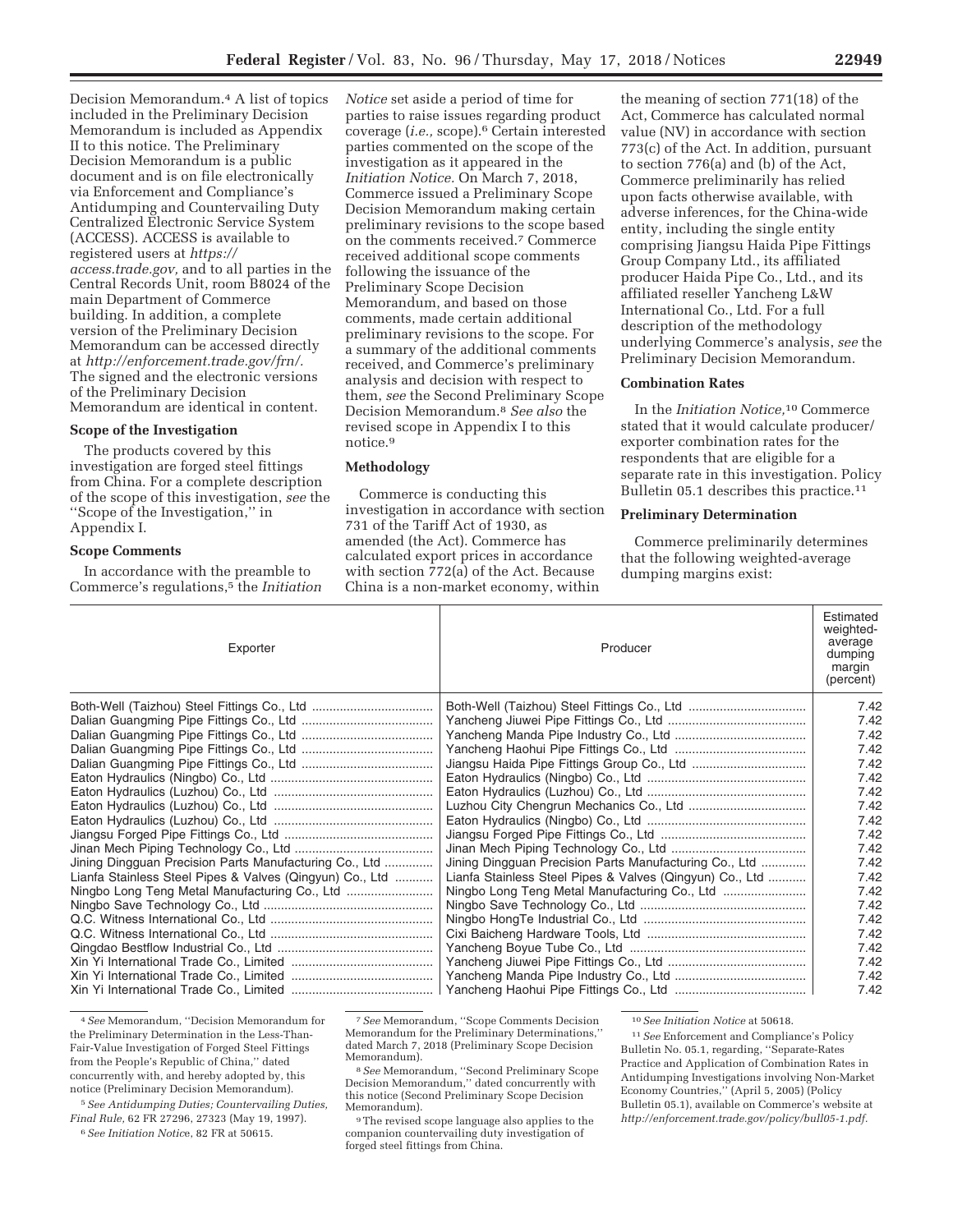Decision Memorandum.[4] A list of topics included in the Preliminary Decision Memorandum is included as Appendix II to this notice. The Preliminary Decision Memorandum is a public document and is on file electronically via Enforcement and Compliance's Antidumping and Countervailing Duty Centralized Electronic Service System (ACCESS). ACCESS is available to registered users at *https://access.trade.gov,* and to all parties in the Central Records Unit, room B8024 of the main Department of Commerce building. In addition, a complete version of the Preliminary Decision Memorandum can be accessed directly at *http://enforcement.trade.gov/frn/.* The signed and the electronic versions of the Preliminary Decision Memorandum are identical in content.

**Scope of the Investigation**

The products covered by this investigation are forged steel fittings from China. For a complete description of the scope of this investigation, *see* the ''Scope of the Investigation,'' in Appendix I.

**Scope Comments**

In accordance with the preamble to Commerce's regulations,[5] the *Initiation Notice* set aside a period of time for parties to raise issues regarding product coverage (*i.e.,* scope).[6] Certain interested parties commented on the scope of the investigation as it appeared in the *Initiation Notice.* On March 7, 2018, Commerce issued a Preliminary Scope Decision Memorandum making certain preliminary revisions to the scope based on the comments received.[7] Commerce received additional scope comments following the issuance of the Preliminary Scope Decision Memorandum, and based on those comments, made certain additional preliminary revisions to the scope. For a summary of the additional comments received, and Commerce's preliminary analysis and decision with respect to them, *see* the Second Preliminary Scope Decision Memorandum.[8] *See also* the revised scope in Appendix I to this notice.[9]

**Methodology**

Commerce is conducting this investigation in accordance with section 731 of the Tariff Act of 1930, as amended (the Act). Commerce has calculated export prices in accordance with section 772(a) of the Act. Because China is a non-market economy, within the meaning of section 771(18) of the Act, Commerce has calculated normal value (NV) in accordance with section 773(c) of the Act. In addition, pursuant to section 776(a) and (b) of the Act, Commerce preliminarily has relied upon facts otherwise available, with adverse inferences, for the China-wide entity, including the single entity comprising Jiangsu Haida Pipe Fittings Group Company Ltd., its affiliated producer Haida Pipe Co., Ltd., and its affiliated reseller Yancheng L&W International Co., Ltd. For a full description of the methodology underlying Commerce's analysis, *see* the Preliminary Decision Memorandum.

**Combination Rates**

In the *Initiation Notice,*[10] Commerce stated that it would calculate producer/exporter combination rates for the respondents that are eligible for a separate rate in this investigation. Policy Bulletin 05.1 describes this practice.[11]

**Preliminary Determination**

Commerce preliminarily determines that the following weighted-average dumping margins exist:

| Exporter | Producer | Estimated weighted-average dumping margin (percent) |
|---|---|---|
| Both-Well (Taizhou) Steel Fittings Co., Ltd | Both-Well (Taizhou) Steel Fittings Co., Ltd | 7.42 |
| Dalian Guangming Pipe Fittings Co., Ltd | Yancheng Jiuwei Pipe Fittings Co., Ltd | 7.42 |
| Dalian Guangming Pipe Fittings Co., Ltd | Yancheng Manda Pipe Industry Co., Ltd | 7.42 |
| Dalian Guangming Pipe Fittings Co., Ltd | Yancheng Haohui Pipe Fittings Co., Ltd | 7.42 |
| Dalian Guangming Pipe Fittings Co., Ltd | Jiangsu Haida Pipe Fittings Group Co., Ltd | 7.42 |
| Eaton Hydraulics (Ningbo) Co., Ltd | Eaton Hydraulics (Ningbo) Co., Ltd | 7.42 |
| Eaton Hydraulics (Luzhou) Co., Ltd | Eaton Hydraulics (Luzhou) Co., Ltd | 7.42 |
| Eaton Hydraulics (Luzhou) Co., Ltd | Luzhou City Chengrun Mechanics Co., Ltd | 7.42 |
| Eaton Hydraulics (Luzhou) Co., Ltd | Eaton Hydraulics (Ningbo) Co., Ltd | 7.42 |
| Jiangsu Forged Pipe Fittings Co., Ltd | Jiangsu Forged Pipe Fittings Co., Ltd | 7.42 |
| Jinan Mech Piping Technology Co., Ltd | Jinan Mech Piping Technology Co., Ltd | 7.42 |
| Jining Dingguan Precision Parts Manufacturing Co., Ltd | Jining Dingguan Precision Parts Manufacturing Co., Ltd | 7.42 |
| Lianfa Stainless Steel Pipes & Valves (Qingyun) Co., Ltd | Lianfa Stainless Steel Pipes & Valves (Qingyun) Co., Ltd | 7.42 |
| Ningbo Long Teng Metal Manufacturing Co., Ltd | Ningbo Long Teng Metal Manufacturing Co., Ltd | 7.42 |
| Ningbo Save Technology Co., Ltd | Ningbo Save Technology Co., Ltd | 7.42 |
| Q.C. Witness International Co., Ltd | Ningbo HongTe Industrial Co., Ltd | 7.42 |
| Q.C. Witness International Co., Ltd | Cixi Baicheng Hardware Tools, Ltd | 7.42 |
| Qingdao Bestflow Industrial Co., Ltd | Yancheng Boyue Tube Co., Ltd | 7.42 |
| Xin Yi International Trade Co., Limited | Yancheng Jiuwei Pipe Fittings Co., Ltd | 7.42 |
| Xin Yi International Trade Co., Limited | Yancheng Manda Pipe Industry Co., Ltd | 7.42 |
| Xin Yi International Trade Co., Limited | Yancheng Haohui Pipe Fittings Co., Ltd | 7.42 |

[4] *See* Memorandum, ''Decision Memorandum for the Preliminary Determination in the Less-Than-Fair-Value Investigation of Forged Steel Fittings from the People's Republic of China,'' dated concurrently with, and hereby adopted by, this notice (Preliminary Decision Memorandum).

[5] *See Antidumping Duties; Countervailing Duties, Final Rule,* 62 FR 27296, 27323 (May 19, 1997).

[6] *See Initiation Notice*, 82 FR at 50615.

[7] *See* Memorandum, ''Scope Comments Decision Memorandum for the Preliminary Determinations,'' dated March 7, 2018 (Preliminary Scope Decision Memorandum).

[8] *See* Memorandum, ''Second Preliminary Scope Decision Memorandum,'' dated concurrently with this notice (Second Preliminary Scope Decision Memorandum).

[9] The revised scope language also applies to the companion countervailing duty investigation of forged steel fittings from China.

[10] *See Initiation Notice* at 50618.

[11] *See* Enforcement and Compliance's Policy Bulletin No. 05.1, regarding, ''Separate-Rates Practice and Application of Combination Rates in Antidumping Investigations involving Non-Market Economy Countries,'' (April 5, 2005) (Policy Bulletin 05.1), available on Commerce's website at *http://enforcement.trade.gov/policy/bull05-1.pdf.*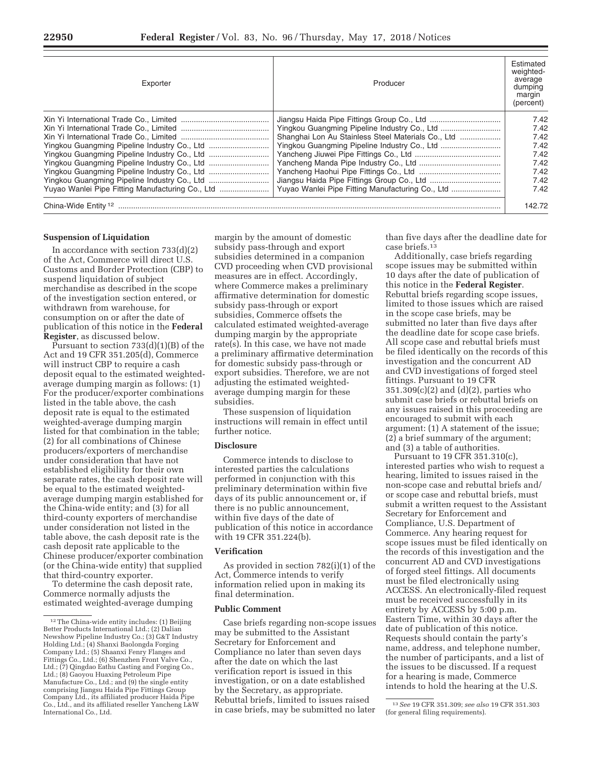| Exporter | Producer | Estimated weighted-average dumping margin (percent) |
|---|---|---|
| Xin Yi International Trade Co., Limited | Jiangsu Haida Pipe Fittings Group Co., Ltd | 7.42 |
| Xin Yi International Trade Co., Limited | Yingkou Guangming Pipeline Industry Co., Ltd | 7.42 |
| Xin Yi International Trade Co., Limited | Shanghai Lon Au Stainless Steel Materials Co., Ltd | 7.42 |
| Yingkou Guangming Pipeline Industry Co., Ltd | Yingkou Guangming Pipeline Industry Co., Ltd | 7.42 |
| Yingkou Guangming Pipeline Industry Co., Ltd | Yancheng Jiuwei Pipe Fittings Co., Ltd | 7.42 |
| Yingkou Guangming Pipeline Industry Co., Ltd | Yancheng Manda Pipe Industry Co., Ltd | 7.42 |
| Yingkou Guangming Pipeline Industry Co., Ltd | Yancheng Haohui Pipe Fittings Co., Ltd | 7.42 |
| Yingkou Guangming Pipeline Industry Co., Ltd | Jiangsu Haida Pipe Fittings Group Co., Ltd | 7.42 |
| Yuyao Wanlei Pipe Fitting Manufacturing Co., Ltd | Yuyao Wanlei Pipe Fitting Manufacturing Co., Ltd | 7.42 |
| China-Wide Entity [12] | | 142.72 |

**Suspension of Liquidation**

In accordance with section 733(d)(2) of the Act, Commerce will direct U.S. Customs and Border Protection (CBP) to suspend liquidation of subject merchandise as described in the scope of the investigation section entered, or withdrawn from warehouse, for consumption on or after the date of publication of this notice in the **Federal Register**, as discussed below.

Pursuant to section 733(d)(1)(B) of the Act and 19 CFR 351.205(d), Commerce will instruct CBP to require a cash deposit equal to the estimated weighted-average dumping margin as follows: (1) For the producer/exporter combinations listed in the table above, the cash deposit rate is equal to the estimated weighted-average dumping margin listed for that combination in the table; (2) for all combinations of Chinese producers/exporters of merchandise under consideration that have not established eligibility for their own separate rates, the cash deposit rate will be equal to the estimated weighted-average dumping margin established for the China-wide entity; and (3) for all third-county exporters of merchandise under consideration not listed in the table above, the cash deposit rate is the cash deposit rate applicable to the Chinese producer/exporter combination (or the China-wide entity) that supplied that third-country exporter.

To determine the cash deposit rate, Commerce normally adjusts the estimated weighted-average dumping margin by the amount of domestic subsidy pass-through and export subsidies determined in a companion CVD proceeding when CVD provisional measures are in effect. Accordingly, where Commerce makes a preliminary affirmative determination for domestic subsidy pass-through or export subsidies, Commerce offsets the calculated estimated weighted-average dumping margin by the appropriate rate(s). In this case, we have not made a preliminary affirmative determination for domestic subsidy pass-through or export subsidies. Therefore, we are not adjusting the estimated weighted-average dumping margin for these subsidies.

These suspension of liquidation instructions will remain in effect until further notice.

**Disclosure**

Commerce intends to disclose to interested parties the calculations performed in conjunction with this preliminary determination within five days of its public announcement or, if there is no public announcement, within five days of the date of publication of this notice in accordance with 19 CFR 351.224(b).

**Verification**

As provided in section 782(i)(1) of the Act, Commerce intends to verify information relied upon in making its final determination.

**Public Comment**

Case briefs regarding non-scope issues may be submitted to the Assistant Secretary for Enforcement and Compliance no later than seven days after the date on which the last verification report is issued in this investigation, or on a date established by the Secretary, as appropriate. Rebuttal briefs, limited to issues raised in case briefs, may be submitted no later than five days after the deadline date for case briefs.[13]

Additionally, case briefs regarding scope issues may be submitted within 10 days after the date of publication of this notice in the **Federal Register**. Rebuttal briefs regarding scope issues, limited to those issues which are raised in the scope case briefs, may be submitted no later than five days after the deadline date for scope case briefs. All scope case and rebuttal briefs must be filed identically on the records of this investigation and the concurrent AD and CVD investigations of forged steel fittings. Pursuant to 19 CFR 351.309(c)(2) and (d)(2), parties who submit case briefs or rebuttal briefs on any issues raised in this proceeding are encouraged to submit with each argument: (1) A statement of the issue; (2) a brief summary of the argument; and (3) a table of authorities.

Pursuant to 19 CFR 351.310(c), interested parties who wish to request a hearing, limited to issues raised in the non-scope case and rebuttal briefs and/or scope case and rebuttal briefs, must submit a written request to the Assistant Secretary for Enforcement and Compliance, U.S. Department of Commerce. Any hearing request for scope issues must be filed identically on the records of this investigation and the concurrent AD and CVD investigations of forged steel fittings. All documents must be filed electronically using ACCESS. An electronically-filed request must be received successfully in its entirety by ACCESS by 5:00 p.m. Eastern Time, within 30 days after the date of publication of this notice. Requests should contain the party's name, address, and telephone number, the number of participants, and a list of the issues to be discussed. If a request for a hearing is made, Commerce intends to hold the hearing at the U.S.

[12] The China-wide entity includes: (1) Beijing Better Products International Ltd.; (2) Dalian Newshow Pipeline Industry Co.; (3) G&T Industry Holding Ltd.; (4) Shanxi Baolongda Forging Company Ltd.; (5) Shaanxi Fenry Flanges and Fittings Co., Ltd.; (6) Shenzhen Front Valve Co., Ltd.; (7) Qingdao Eathu Casting and Forging Co., Ltd.; (8) Gaoyou Huaxing Petroleum Pipe Manufacture Co., Ltd.; and (9) the single entity comprising Jiangsu Haida Pipe Fittings Group Company Ltd., its affiliated producer Haida Pipe Co., Ltd., and its affiliated reseller Yancheng L&W International Co., Ltd.

[13] *See* 19 CFR 351.309; *see also* 19 CFR 351.303 (for general filing requirements).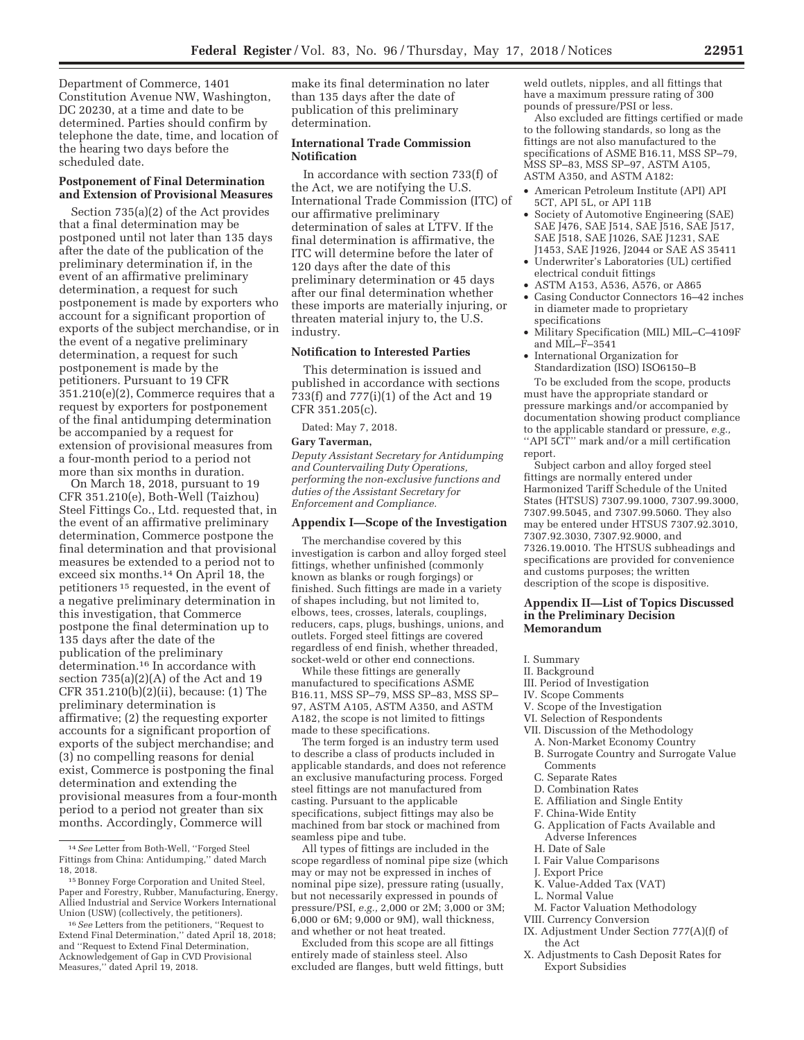Department of Commerce, 1401 Constitution Avenue NW, Washington, DC 20230, at a time and date to be determined. Parties should confirm by telephone the date, time, and location of the hearing two days before the scheduled date.

### Postponement of Final Determination and Extension of Provisional Measures

Section 735(a)(2) of the Act provides that a final determination may be postponed until not later than 135 days after the date of the publication of the preliminary determination if, in the event of an affirmative preliminary determination, a request for such postponement is made by exporters who account for a significant proportion of exports of the subject merchandise, or in the event of a negative preliminary determination, a request for such postponement is made by the petitioners. Pursuant to 19 CFR 351.210(e)(2), Commerce requires that a request by exporters for postponement of the final antidumping determination be accompanied by a request for extension of provisional measures from a four-month period to a period not more than six months in duration.

On March 18, 2018, pursuant to 19 CFR 351.210(e), Both-Well (Taizhou) Steel Fittings Co., Ltd. requested that, in the event of an affirmative preliminary determination, Commerce postpone the final determination and that provisional measures be extended to a period not to exceed six months.[14] On April 18, the petitioners [15] requested, in the event of a negative preliminary determination in this investigation, that Commerce postpone the final determination up to 135 days after the date of the publication of the preliminary determination.[16] In accordance with section 735(a)(2)(A) of the Act and 19 CFR 351.210(b)(2)(ii), because: (1) The preliminary determination is affirmative; (2) the requesting exporter accounts for a significant proportion of exports of the subject merchandise; and (3) no compelling reasons for denial exist, Commerce is postponing the final determination and extending the provisional measures from a four-month period to a period not greater than six months. Accordingly, Commerce will make its final determination no later than 135 days after the date of publication of this preliminary determination.

### International Trade Commission Notification

In accordance with section 733(f) of the Act, we are notifying the U.S. International Trade Commission (ITC) of our affirmative preliminary determination of sales at LTFV. If the final determination is affirmative, the ITC will determine before the later of 120 days after the date of this preliminary determination or 45 days after our final determination whether these imports are materially injuring, or threaten material injury to, the U.S. industry.

### Notification to Interested Parties

This determination is issued and published in accordance with sections 733(f) and 777(i)(1) of the Act and 19 CFR 351.205(c).

Dated: May 7, 2018.

**Gary Taverman,**

*Deputy Assistant Secretary for Antidumping and Countervailing Duty Operations, performing the non-exclusive functions and duties of the Assistant Secretary for Enforcement and Compliance.*

### Appendix I—Scope of the Investigation

The merchandise covered by this investigation is carbon and alloy forged steel fittings, whether unfinished (commonly known as blanks or rough forgings) or finished. Such fittings are made in a variety of shapes including, but not limited to, elbows, tees, crosses, laterals, couplings, reducers, caps, plugs, bushings, unions, and outlets. Forged steel fittings are covered regardless of end finish, whether threaded, socket-weld or other end connections.

While these fittings are generally manufactured to specifications ASME B16.11, MSS SP–79, MSS SP–83, MSS SP–97, ASTM A105, ASTM A350, and ASTM A182, the scope is not limited to fittings made to these specifications.

The term forged is an industry term used to describe a class of products included in applicable standards, and does not reference an exclusive manufacturing process. Forged steel fittings are not manufactured from casting. Pursuant to the applicable specifications, subject fittings may also be machined from bar stock or machined from seamless pipe and tube.

All types of fittings are included in the scope regardless of nominal pipe size (which may or may not be expressed in inches of nominal pipe size), pressure rating (usually, but not necessarily expressed in pounds of pressure/PSI, *e.g.,* 2,000 or 2M; 3,000 or 3M; 6,000 or 6M; 9,000 or 9M), wall thickness, and whether or not heat treated.

Excluded from this scope are all fittings entirely made of stainless steel. Also excluded are flanges, butt weld fittings, butt weld outlets, nipples, and all fittings that have a maximum pressure rating of 300 pounds of pressure/PSI or less.

Also excluded are fittings certified or made to the following standards, so long as the fittings are not also manufactured to the specifications of ASME B16.11, MSS SP–79, MSS SP–83, MSS SP–97, ASTM A105, ASTM A350, and ASTM A182:

- American Petroleum Institute (API) API 5CT, API 5L, or API 11B
- Society of Automotive Engineering (SAE) SAE J476, SAE J514, SAE J516, SAE J517, SAE J518, SAE J1026, SAE J1231, SAE J1453, SAE J1926, J2044 or SAE AS 35411
- Underwriter's Laboratories (UL) certified electrical conduit fittings
- ASTM A153, A536, A576, or A865
- Casing Conductor Connectors 16–42 inches in diameter made to proprietary specifications
- Military Specification (MIL) MIL–C–4109F and MIL–F–3541
- International Organization for Standardization (ISO) ISO6150–B

To be excluded from the scope, products must have the appropriate standard or pressure markings and/or accompanied by documentation showing product compliance to the applicable standard or pressure, *e.g.,* ''API 5CT'' mark and/or a mill certification report.

Subject carbon and alloy forged steel fittings are normally entered under Harmonized Tariff Schedule of the United States (HTSUS) 7307.99.1000, 7307.99.3000, 7307.99.5045, and 7307.99.5060. They also may be entered under HTSUS 7307.92.3010, 7307.92.3030, 7307.92.9000, and 7326.19.0010. The HTSUS subheadings and specifications are provided for convenience and customs purposes; the written description of the scope is dispositive.

### Appendix II—List of Topics Discussed in the Preliminary Decision Memorandum

I. Summary
II. Background
III. Period of Investigation
IV. Scope Comments
V. Scope of the Investigation
VI. Selection of Respondents
VII. Discussion of the Methodology
 A. Non-Market Economy Country
 B. Surrogate Country and Surrogate Value Comments
 C. Separate Rates
 D. Combination Rates
 E. Affiliation and Single Entity
 F. China-Wide Entity
 G. Application of Facts Available and Adverse Inferences
 H. Date of Sale
 I. Fair Value Comparisons
 J. Export Price
 K. Value-Added Tax (VAT)
 L. Normal Value
 M. Factor Valuation Methodology
VIII. Currency Conversion
IX. Adjustment Under Section 777(A)(f) of the Act
X. Adjustments to Cash Deposit Rates for Export Subsidies

---

[14] *See* Letter from Both-Well, ''Forged Steel Fittings from China: Antidumping,'' dated March 18, 2018.

[15] Bonney Forge Corporation and United Steel, Paper and Forestry, Rubber, Manufacturing, Energy, Allied Industrial and Service Workers International Union (USW) (collectively, the petitioners).

[16] *See* Letters from the petitioners, ''Request to Extend Final Determination,'' dated April 18, 2018; and ''Request to Extend Final Determination, Acknowledgement of Gap in CVD Provisional Measures,'' dated April 19, 2018.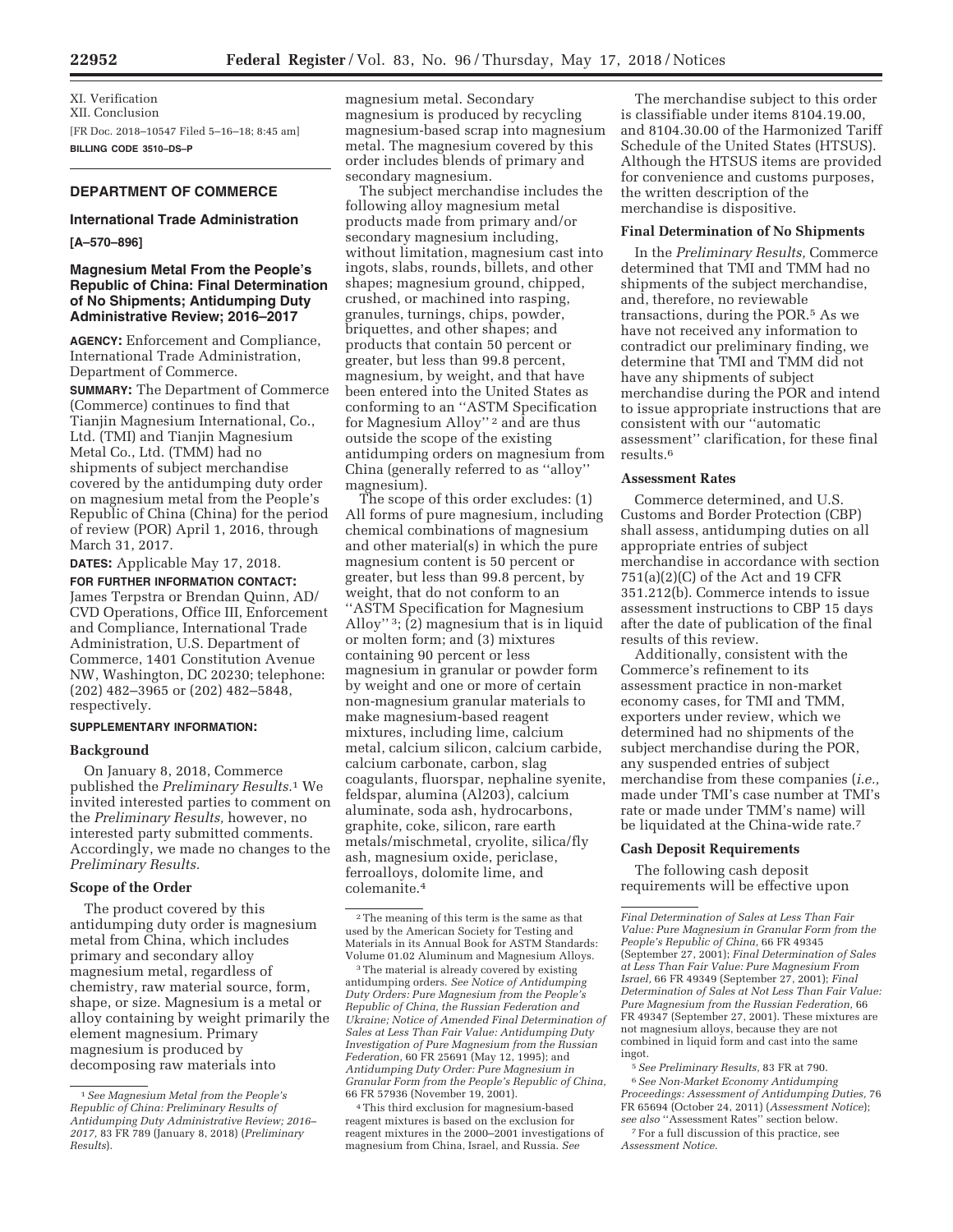XI. Verification
XII. Conclusion
[FR Doc. 2018–10547 Filed 5–16–18; 8:45 am]
**BILLING CODE 3510–DS–P**

---

## DEPARTMENT OF COMMERCE

### International Trade Administration

**[A–570–896]**

### Magnesium Metal From the People's Republic of China: Final Determination of No Shipments; Antidumping Duty Administrative Review; 2016–2017

**AGENCY:** Enforcement and Compliance, International Trade Administration, Department of Commerce.

**SUMMARY:** The Department of Commerce (Commerce) continues to find that Tianjin Magnesium International, Co., Ltd. (TMI) and Tianjin Magnesium Metal Co., Ltd. (TMM) had no shipments of subject merchandise covered by the antidumping duty order on magnesium metal from the People's Republic of China (China) for the period of review (POR) April 1, 2016, through March 31, 2017.

**DATES:** Applicable May 17, 2018.

**FOR FURTHER INFORMATION CONTACT:** James Terpstra or Brendan Quinn, AD/CVD Operations, Office III, Enforcement and Compliance, International Trade Administration, U.S. Department of Commerce, 1401 Constitution Avenue NW, Washington, DC 20230; telephone: (202) 482–3965 or (202) 482–5848, respectively.

**SUPPLEMENTARY INFORMATION:**

**Background**

On January 8, 2018, Commerce published the *Preliminary Results.*[1] We invited interested parties to comment on the *Preliminary Results,* however, no interested party submitted comments. Accordingly, we made no changes to the *Preliminary Results.*

**Scope of the Order**

The product covered by this antidumping duty order is magnesium metal from China, which includes primary and secondary alloy magnesium metal, regardless of chemistry, raw material source, form, shape, or size. Magnesium is a metal or alloy containing by weight primarily the element magnesium. Primary magnesium is produced by decomposing raw materials into magnesium metal. Secondary magnesium is produced by recycling magnesium-based scrap into magnesium metal. The magnesium covered by this order includes blends of primary and secondary magnesium.

The subject merchandise includes the following alloy magnesium metal products made from primary and/or secondary magnesium including, without limitation, magnesium cast into ingots, slabs, rounds, billets, and other shapes; magnesium ground, chipped, crushed, or machined into rasping, granules, turnings, chips, powder, briquettes, and other shapes; and products that contain 50 percent or greater, but less than 99.8 percent, magnesium, by weight, and that have been entered into the United States as conforming to an "ASTM Specification for Magnesium Alloy"[2] and are thus outside the scope of the existing antidumping orders on magnesium from China (generally referred to as "alloy" magnesium).

The scope of this order excludes: (1) All forms of pure magnesium, including chemical combinations of magnesium and other material(s) in which the pure magnesium content is 50 percent or greater, but less than 99.8 percent, by weight, that do not conform to an "ASTM Specification for Magnesium Alloy"[3]; (2) magnesium that is in liquid or molten form; and (3) mixtures containing 90 percent or less magnesium in granular or powder form by weight and one or more of certain non-magnesium granular materials to make magnesium-based reagent mixtures, including lime, calcium metal, calcium silicon, calcium carbide, calcium carbonate, carbon, slag coagulants, fluorspar, nephaline syenite, feldspar, alumina (Al203), calcium aluminate, soda ash, hydrocarbons, graphite, coke, silicon, rare earth metals/mischmetal, cryolite, silica/fly ash, magnesium oxide, periclase, ferroalloys, dolomite lime, and colemanite.[4]

The merchandise subject to this order is classifiable under items 8104.19.00, and 8104.30.00 of the Harmonized Tariff Schedule of the United States (HTSUS). Although the HTSUS items are provided for convenience and customs purposes, the written description of the merchandise is dispositive.

**Final Determination of No Shipments**

In the *Preliminary Results,* Commerce determined that TMI and TMM had no shipments of the subject merchandise, and, therefore, no reviewable transactions, during the POR.[5] As we have not received any information to contradict our preliminary finding, we determine that TMI and TMM did not have any shipments of subject merchandise during the POR and intend to issue appropriate instructions that are consistent with our "automatic assessment" clarification, for these final results.[6]

**Assessment Rates**

Commerce determined, and U.S. Customs and Border Protection (CBP) shall assess, antidumping duties on all appropriate entries of subject merchandise in accordance with section 751(a)(2)(C) of the Act and 19 CFR 351.212(b). Commerce intends to issue assessment instructions to CBP 15 days after the date of publication of the final results of this review.

Additionally, consistent with the Commerce's refinement to its assessment practice in non-market economy cases, for TMI and TMM, exporters under review, which we determined had no shipments of the subject merchandise during the POR, any suspended entries of subject merchandise from these companies (*i.e.,* made under TMI's case number at TMI's rate or made under TMM's name) will be liquidated at the China-wide rate.[7]

**Cash Deposit Requirements**

The following cash deposit requirements will be effective upon

---

[1] *See Magnesium Metal from the People's Republic of China: Preliminary Results of Antidumping Duty Administrative Review; 2016–2017,* 83 FR 789 (January 8, 2018) (*Preliminary Results*).

[2] The meaning of this term is the same as that used by the American Society for Testing and Materials in its Annual Book for ASTM Standards: Volume 01.02 Aluminum and Magnesium Alloys.

[3] The material is already covered by existing antidumping orders. *See Notice of Antidumping Duty Orders: Pure Magnesium from the People's Republic of China, the Russian Federation and Ukraine; Notice of Amended Final Determination of Sales at Less Than Fair Value: Antidumping Duty Investigation of Pure Magnesium from the Russian Federation,* 60 FR 25691 (May 12, 1995); and *Antidumping Duty Order: Pure Magnesium in Granular Form from the People's Republic of China,* 66 FR 57936 (November 19, 2001).

[4] This third exclusion for magnesium-based reagent mixtures is based on the exclusion for reagent mixtures in the 2000–2001 investigations of magnesium from China, Israel, and Russia. *See Final Determination of Sales at Less Than Fair Value: Pure Magnesium in Granular Form from the People's Republic of China,* 66 FR 49345 (September 27, 2001); *Final Determination of Sales at Less Than Fair Value: Pure Magnesium From Israel,* 66 FR 49349 (September 27, 2001); *Final Determination of Sales at Not Less Than Fair Value: Pure Magnesium from the Russian Federation,* 66 FR 49347 (September 27, 2001). These mixtures are not magnesium alloys, because they are not combined in liquid form and cast into the same ingot.

[5] *See Preliminary Results,* 83 FR at 790.

[6] *See Non-Market Economy Antidumping Proceedings: Assessment of Antidumping Duties,* 76 FR 65694 (October 24, 2011) (*Assessment Notice*); *see also* "Assessment Rates" section below.

[7] For a full discussion of this practice, see *Assessment Notice.*